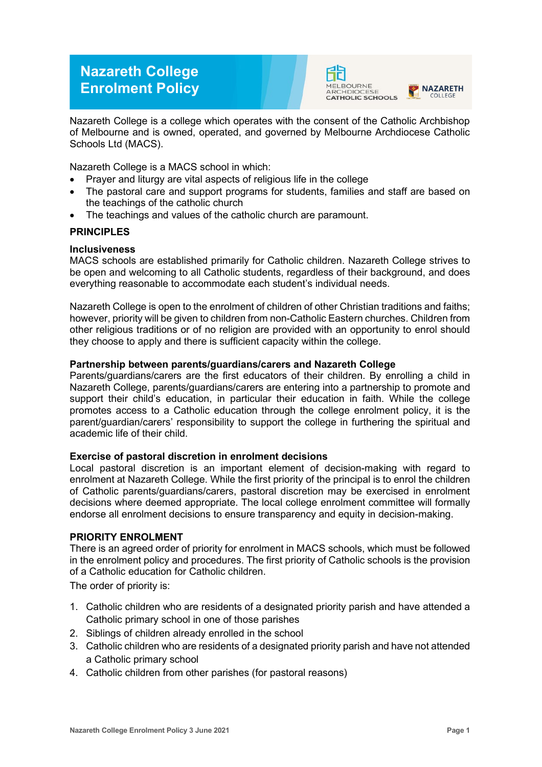# Nazareth College Enrolment Policy

Nazareth College is a college which operates with the consent of the Catholic Archbishop of Melbourne and is owned, operated, and governed by Melbourne Archdiocese Catholic Schools Ltd (MACS).

Nazareth College is a MACS school in which:

- Prayer and liturgy are vital aspects of religious life in the college
- The pastoral care and support programs for students, families and staff are based on the teachings of the catholic church
- The teachings and values of the catholic church are paramount.

## PRINCIPLES

### Inclusiveness

MACS schools are established primarily for Catholic children. Nazareth College strives to be open and welcoming to all Catholic students, regardless of their background, and does everything reasonable to accommodate each student's individual needs.

Nazareth College is open to the enrolment of children of other Christian traditions and faiths; however, priority will be given to children from non-Catholic Eastern churches. Children from other religious traditions or of no religion are provided with an opportunity to enrol should they choose to apply and there is sufficient capacity within the college.

### Partnership between parents/guardians/carers and Nazareth College

Parents/guardians/carers are the first educators of their children. By enrolling a child in Nazareth College, parents/guardians/carers are entering into a partnership to promote and support their child's education, in particular their education in faith. While the college promotes access to a Catholic education through the college enrolment policy, it is the parent/guardian/carers' responsibility to support the college in furthering the spiritual and academic life of their child.

### Exercise of pastoral discretion in enrolment decisions

Local pastoral discretion is an important element of decision-making with regard to enrolment at Nazareth College. While the first priority of the principal is to enrol the children of Catholic parents/guardians/carers, pastoral discretion may be exercised in enrolment decisions where deemed appropriate. The local college enrolment committee will formally endorse all enrolment decisions to ensure transparency and equity in decision-making.

## PRIORITY ENROLMENT

There is an agreed order of priority for enrolment in MACS schools, which must be followed in the enrolment policy and procedures. The first priority of Catholic schools is the provision of a Catholic education for Catholic children.

The order of priority is:

1. Catholic children who are residents of a designated priority parish and have attended a Catholic primary school in one of those parishes
2. Siblings of children already enrolled in the school
3. Catholic children who are residents of a designated priority parish and have not attended a Catholic primary school
4. Catholic children from other parishes (for pastoral reasons)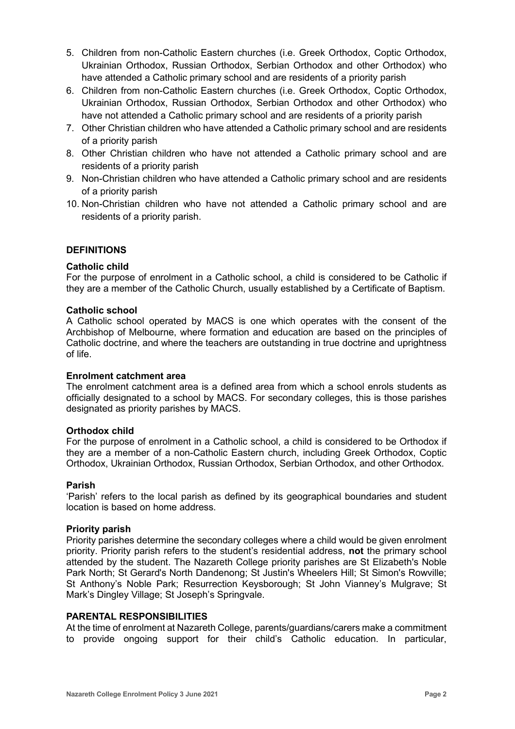5. Children from non-Catholic Eastern churches (i.e. Greek Orthodox, Coptic Orthodox, Ukrainian Orthodox, Russian Orthodox, Serbian Orthodox and other Orthodox) who have attended a Catholic primary school and are residents of a priority parish
6. Children from non-Catholic Eastern churches (i.e. Greek Orthodox, Coptic Orthodox, Ukrainian Orthodox, Russian Orthodox, Serbian Orthodox and other Orthodox) who have not attended a Catholic primary school and are residents of a priority parish
7. Other Christian children who have attended a Catholic primary school and are residents of a priority parish
8. Other Christian children who have not attended a Catholic primary school and are residents of a priority parish
9. Non-Christian children who have attended a Catholic primary school and are residents of a priority parish
10. Non-Christian children who have not attended a Catholic primary school and are residents of a priority parish.

## DEFINITIONS

**Catholic child**

For the purpose of enrolment in a Catholic school, a child is considered to be Catholic if they are a member of the Catholic Church, usually established by a Certificate of Baptism.

**Catholic school**

A Catholic school operated by MACS is one which operates with the consent of the Archbishop of Melbourne, where formation and education are based on the principles of Catholic doctrine, and where the teachers are outstanding in true doctrine and uprightness of life.

**Enrolment catchment area**

The enrolment catchment area is a defined area from which a school enrols students as officially designated to a school by MACS. For secondary colleges, this is those parishes designated as priority parishes by MACS.

**Orthodox child**

For the purpose of enrolment in a Catholic school, a child is considered to be Orthodox if they are a member of a non-Catholic Eastern church, including Greek Orthodox, Coptic Orthodox, Ukrainian Orthodox, Russian Orthodox, Serbian Orthodox, and other Orthodox.

**Parish**

'Parish' refers to the local parish as defined by its geographical boundaries and student location is based on home address.

**Priority parish**

Priority parishes determine the secondary colleges where a child would be given enrolment priority. Priority parish refers to the student's residential address, **not** the primary school attended by the student. The Nazareth College priority parishes are St Elizabeth's Noble Park North; St Gerard's North Dandenong; St Justin's Wheelers Hill; St Simon's Rowville; St Anthony's Noble Park; Resurrection Keysborough; St John Vianney's Mulgrave; St Mark's Dingley Village; St Joseph's Springvale.

## PARENTAL RESPONSIBILITIES

At the time of enrolment at Nazareth College, parents/guardians/carers make a commitment to provide ongoing support for their child's Catholic education. In particular,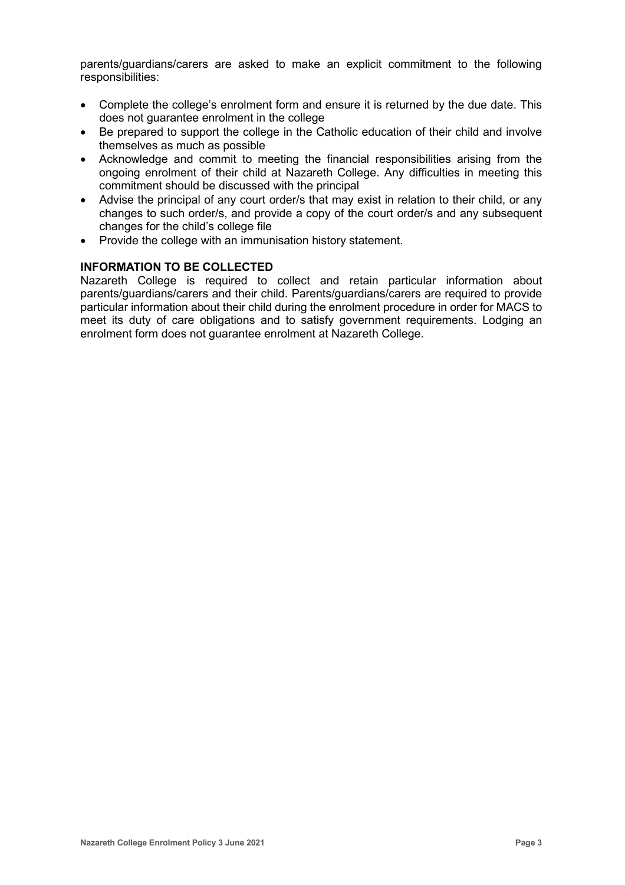parents/guardians/carers are asked to make an explicit commitment to the following responsibilities:

- Complete the college's enrolment form and ensure it is returned by the due date. This does not guarantee enrolment in the college
- Be prepared to support the college in the Catholic education of their child and involve themselves as much as possible
- Acknowledge and commit to meeting the financial responsibilities arising from the ongoing enrolment of their child at Nazareth College. Any difficulties in meeting this commitment should be discussed with the principal
- Advise the principal of any court order/s that may exist in relation to their child, or any changes to such order/s, and provide a copy of the court order/s and any subsequent changes for the child's college file
- Provide the college with an immunisation history statement.

**INFORMATION TO BE COLLECTED**

Nazareth College is required to collect and retain particular information about parents/guardians/carers and their child. Parents/guardians/carers are required to provide particular information about their child during the enrolment procedure in order for MACS to meet its duty of care obligations and to satisfy government requirements. Lodging an enrolment form does not guarantee enrolment at Nazareth College.